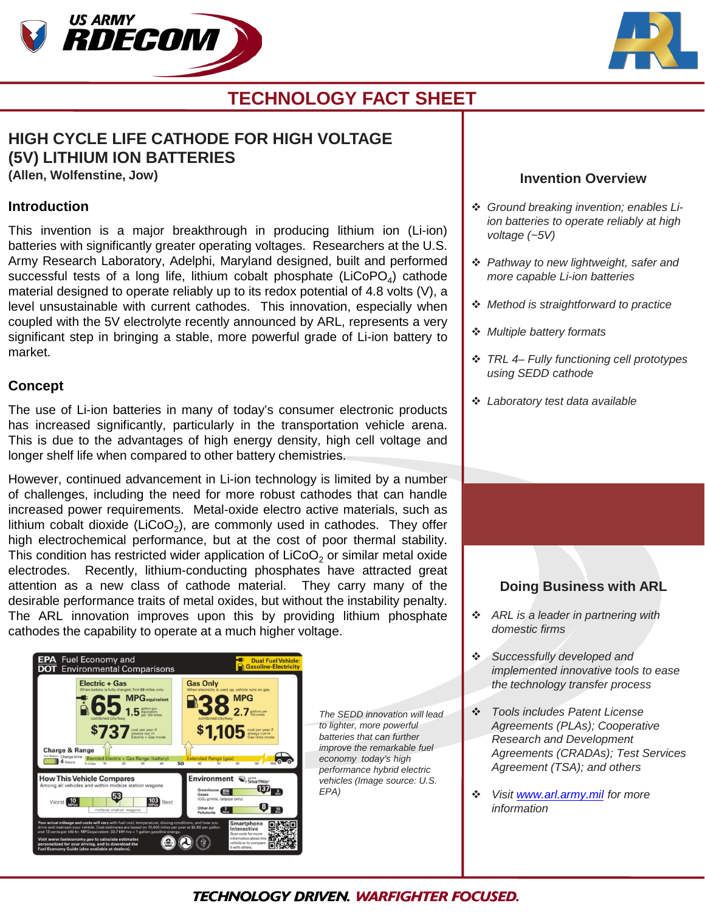# TECHNOLOGY FACT SHEET

## HIGH CYCLE LIFE CATHODE FOR HIGH VOLTAGE (5V) LITHIUM ION BATTERIES

**(Allen, Wolfenstine, Jow)**

### Introduction

This invention is a major breakthrough in producing lithium ion (Li-ion) batteries with significantly greater operating voltages. Researchers at the U.S. Army Research Laboratory, Adelphi, Maryland designed, built and performed successful tests of a long life, lithium cobalt phosphate ($LiCoPO_4$) cathode material designed to operate reliably up to its redox potential of 4.8 volts (V), a level unsustainable with current cathodes. This innovation, especially when coupled with the 5V electrolyte recently announced by ARL, represents a very significant step in bringing a stable, more powerful grade of Li-ion battery to market.

### Concept

The use of Li-ion batteries in many of today's consumer electronic products has increased significantly, particularly in the transportation vehicle arena. This is due to the advantages of high energy density, high cell voltage and longer shelf life when compared to other battery chemistries.

However, continued advancement in Li-ion technology is limited by a number of challenges, including the need for more robust cathodes that can handle increased power requirements. Metal-oxide electro active materials, such as lithium cobalt dioxide ($LiCoO_2$), are commonly used in cathodes. They offer high electrochemical performance, but at the cost of poor thermal stability. This condition has restricted wider application of $LiCoO_2$ or similar metal oxide electrodes. Recently, lithium-conducting phosphates have attracted great attention as a new class of cathode material. They carry many of the desirable performance traits of metal oxides, but without the instability penalty. The ARL innovation improves upon this by providing lithium phosphate cathodes the capability to operate at a much higher voltage.

*The SEDD innovation will lead to lighter, more powerful batteries that can further improve the remarkable fuel economy today's high performance hybrid electric vehicles (Image source: U.S. EPA)*

### Invention Overview

- *Ground breaking invention; enables Li-ion batteries to operate reliably at high voltage (~5V)*
- *Pathway to new lightweight, safer and more capable Li-ion batteries*
- *Method is straightforward to practice*
- *Multiple battery formats*
- *TRL 4– Fully functioning cell prototypes using SEDD cathode*
- *Laboratory test data available*

### Doing Business with ARL

- *ARL is a leader in partnering with domestic firms*
- *Successfully developed and implemented innovative tools to ease the technology transfer process*
- *Tools includes Patent License Agreements (PLAs); Cooperative Research and Development Agreements (CRADAs); Test Services Agreement (TSA); and others*
- *Visit [www.arl.army.mil](http://www.arl.army.mil) for more information*

**TECHNOLOGY DRIVEN. WARFIGHTER FOCUSED.**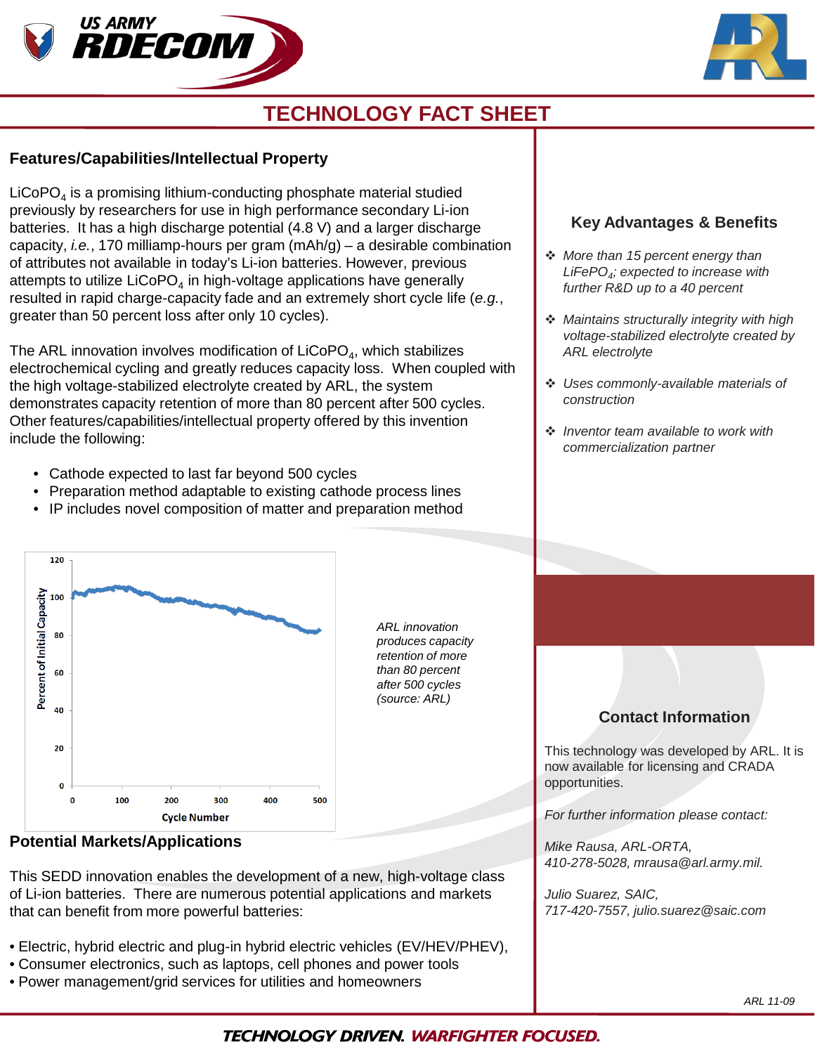# TECHNOLOGY FACT SHEET

## Features/Capabilities/Intellectual Property

$LiCoPO_4$ is a promising lithium-conducting phosphate material studied previously by researchers for use in high performance secondary Li-ion batteries. It has a high discharge potential (4.8 V) and a larger discharge capacity, *i.e.*, 170 milliamp-hours per gram (mAh/g) – a desirable combination of attributes not available in today's Li-ion batteries. However, previous attempts to utilize $LiCoPO_4$ in high-voltage applications have generally resulted in rapid charge-capacity fade and an extremely short cycle life (*e.g.*, greater than 50 percent loss after only 10 cycles).

The ARL innovation involves modification of $LiCoPO_4$, which stabilizes electrochemical cycling and greatly reduces capacity loss. When coupled with the high voltage-stabilized electrolyte created by ARL, the system demonstrates capacity retention of more than 80 percent after 500 cycles. Other features/capabilities/intellectual property offered by this invention include the following:

- Cathode expected to last far beyond 500 cycles
- Preparation method adaptable to existing cathode process lines
- IP includes novel composition of matter and preparation method

Percent of Initial Capacity
120
100
80
60
40
20
0
0
100
200
300
400
500
Cycle Number

*ARL innovation produces capacity retention of more than 80 percent after 500 cycles (source: ARL)*

## Potential Markets/Applications

This SEDD innovation enables the development of a new, high-voltage class of Li-ion batteries. There are numerous potential applications and markets that can benefit from more powerful batteries:

- Electric, hybrid electric and plug-in hybrid electric vehicles (EV/HEV/PHEV),
- Consumer electronics, such as laptops, cell phones and power tools
- Power management/grid services for utilities and homeowners

## Key Advantages & Benefits

- *More than 15 percent energy than $LiFePO_4$; expected to increase with further R&D up to a 40 percent*
- *Maintains structurally integrity with high voltage-stabilized electrolyte created by ARL electrolyte*
- *Uses commonly-available materials of construction*
- *Inventor team available to work with commercialization partner*

## Contact Information

This technology was developed by ARL. It is now available for licensing and CRADA opportunities.

*For further information please contact:*

*Mike Rausa, ARL-ORTA, 410-278-5028, mrausa@arl.army.mil.*

*Julio Suarez, SAIC, 717-420-7557, julio.suarez@saic.com*

*ARL 11-09*

**TECHNOLOGY DRIVEN. WARFIGHTER FOCUSED.**